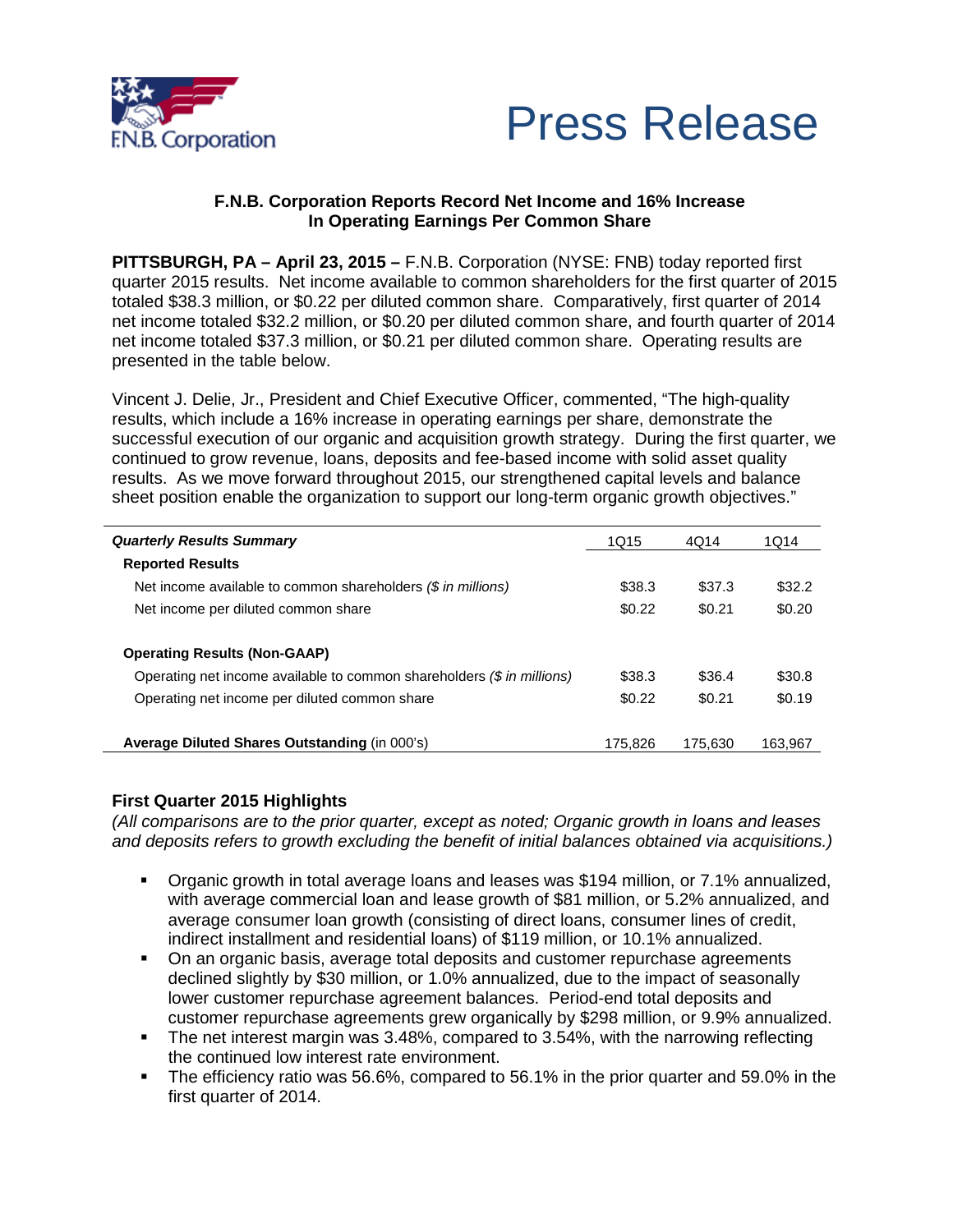F.N.B. Corporation

# Press Release

**F.N.B. Corporation Reports Record Net Income and 16% Increase In Operating Earnings Per Common Share**

**PITTSBURGH, PA – April 23, 2015 –** F.N.B. Corporation (NYSE: FNB) today reported first quarter 2015 results. Net income available to common shareholders for the first quarter of 2015 totaled $38.3 million, or $0.22 per diluted common share. Comparatively, first quarter of 2014 net income totaled $32.2 million, or $0.20 per diluted common share, and fourth quarter of 2014 net income totaled $37.3 million, or $0.21 per diluted common share. Operating results are presented in the table below.

Vincent J. Delie, Jr., President and Chief Executive Officer, commented, "The high-quality results, which include a 16% increase in operating earnings per share, demonstrate the successful execution of our organic and acquisition growth strategy. During the first quarter, we continued to grow revenue, loans, deposits and fee-based income with solid asset quality results. As we move forward throughout 2015, our strengthened capital levels and balance sheet position enable the organization to support our long-term organic growth objectives."

| ***Quarterly Results Summary*** | 1Q15 | 4Q14 | 1Q14 |
|---|---|---|---|
| **Reported Results** | | | |
| Net income available to common shareholders *($ in millions)* | $38.3 | $37.3 | $32.2 |
| Net income per diluted common share | $0.22 | $0.21 | $0.20 |
| **Operating Results (Non-GAAP)** | | | |
| Operating net income available to common shareholders *($ in millions)* | $38.3 | $36.4 | $30.8 |
| Operating net income per diluted common share | $0.22 | $0.21 | $0.19 |
| **Average Diluted Shares Outstanding** (in 000's) | 175,826 | 175,630 | 163,967 |

### First Quarter 2015 Highlights

*(All comparisons are to the prior quarter, except as noted; Organic growth in loans and leases and deposits refers to growth excluding the benefit of initial balances obtained via acquisitions.)*

- Organic growth in total average loans and leases was $194 million, or 7.1% annualized, with average commercial loan and lease growth of $81 million, or 5.2% annualized, and average consumer loan growth (consisting of direct loans, consumer lines of credit, indirect installment and residential loans) of $119 million, or 10.1% annualized.
- On an organic basis, average total deposits and customer repurchase agreements declined slightly by $30 million, or 1.0% annualized, due to the impact of seasonally lower customer repurchase agreement balances. Period-end total deposits and customer repurchase agreements grew organically by $298 million, or 9.9% annualized.
- The net interest margin was 3.48%, compared to 3.54%, with the narrowing reflecting the continued low interest rate environment.
- The efficiency ratio was 56.6%, compared to 56.1% in the prior quarter and 59.0% in the first quarter of 2014.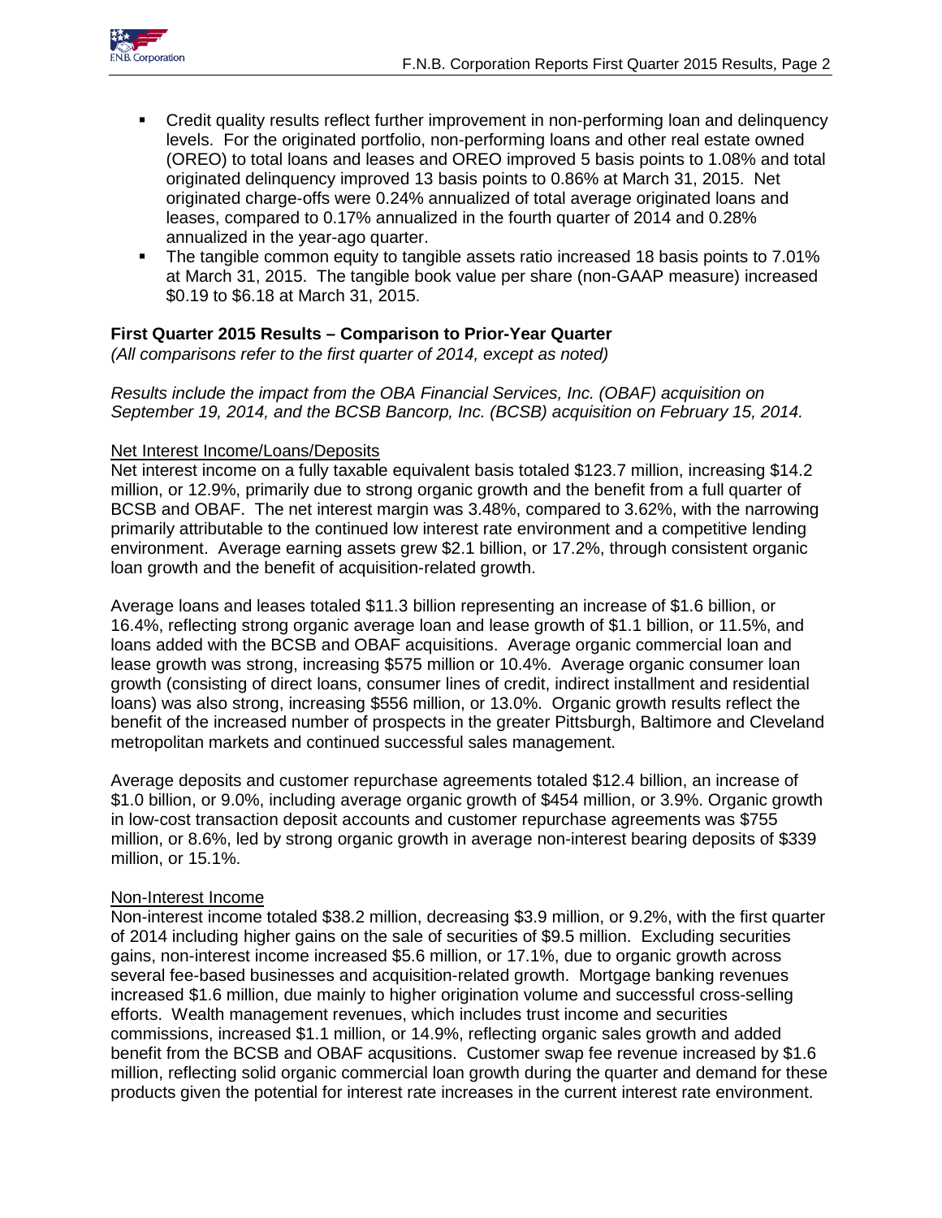- Credit quality results reflect further improvement in non-performing loan and delinquency levels. For the originated portfolio, non-performing loans and other real estate owned (OREO) to total loans and leases and OREO improved 5 basis points to 1.08% and total originated delinquency improved 13 basis points to 0.86% at March 31, 2015. Net originated charge-offs were 0.24% annualized of total average originated loans and leases, compared to 0.17% annualized in the fourth quarter of 2014 and 0.28% annualized in the year-ago quarter.
- The tangible common equity to tangible assets ratio increased 18 basis points to 7.01% at March 31, 2015. The tangible book value per share (non-GAAP measure) increased $0.19 to $6.18 at March 31, 2015.

**First Quarter 2015 Results – Comparison to Prior-Year Quarter**

*(All comparisons refer to the first quarter of 2014, except as noted)*

*Results include the impact from the OBA Financial Services, Inc. (OBAF) acquisition on September 19, 2014, and the BCSB Bancorp, Inc. (BCSB) acquisition on February 15, 2014.*

Net Interest Income/Loans/Deposits

Net interest income on a fully taxable equivalent basis totaled $123.7 million, increasing $14.2 million, or 12.9%, primarily due to strong organic growth and the benefit from a full quarter of BCSB and OBAF. The net interest margin was 3.48%, compared to 3.62%, with the narrowing primarily attributable to the continued low interest rate environment and a competitive lending environment. Average earning assets grew $2.1 billion, or 17.2%, through consistent organic loan growth and the benefit of acquisition-related growth.

Average loans and leases totaled $11.3 billion representing an increase of $1.6 billion, or 16.4%, reflecting strong organic average loan and lease growth of $1.1 billion, or 11.5%, and loans added with the BCSB and OBAF acquisitions. Average organic commercial loan and lease growth was strong, increasing $575 million or 10.4%. Average organic consumer loan growth (consisting of direct loans, consumer lines of credit, indirect installment and residential loans) was also strong, increasing $556 million, or 13.0%. Organic growth results reflect the benefit of the increased number of prospects in the greater Pittsburgh, Baltimore and Cleveland metropolitan markets and continued successful sales management.

Average deposits and customer repurchase agreements totaled $12.4 billion, an increase of $1.0 billion, or 9.0%, including average organic growth of $454 million, or 3.9%. Organic growth in low-cost transaction deposit accounts and customer repurchase agreements was $755 million, or 8.6%, led by strong organic growth in average non-interest bearing deposits of $339 million, or 15.1%.

Non-Interest Income

Non-interest income totaled $38.2 million, decreasing $3.9 million, or 9.2%, with the first quarter of 2014 including higher gains on the sale of securities of $9.5 million. Excluding securities gains, non-interest income increased $5.6 million, or 17.1%, due to organic growth across several fee-based businesses and acquisition-related growth. Mortgage banking revenues increased $1.6 million, due mainly to higher origination volume and successful cross-selling efforts. Wealth management revenues, which includes trust income and securities commissions, increased $1.1 million, or 14.9%, reflecting organic sales growth and added benefit from the BCSB and OBAF acqusitions. Customer swap fee revenue increased by $1.6 million, reflecting solid organic commercial loan growth during the quarter and demand for these products given the potential for interest rate increases in the current interest rate environment.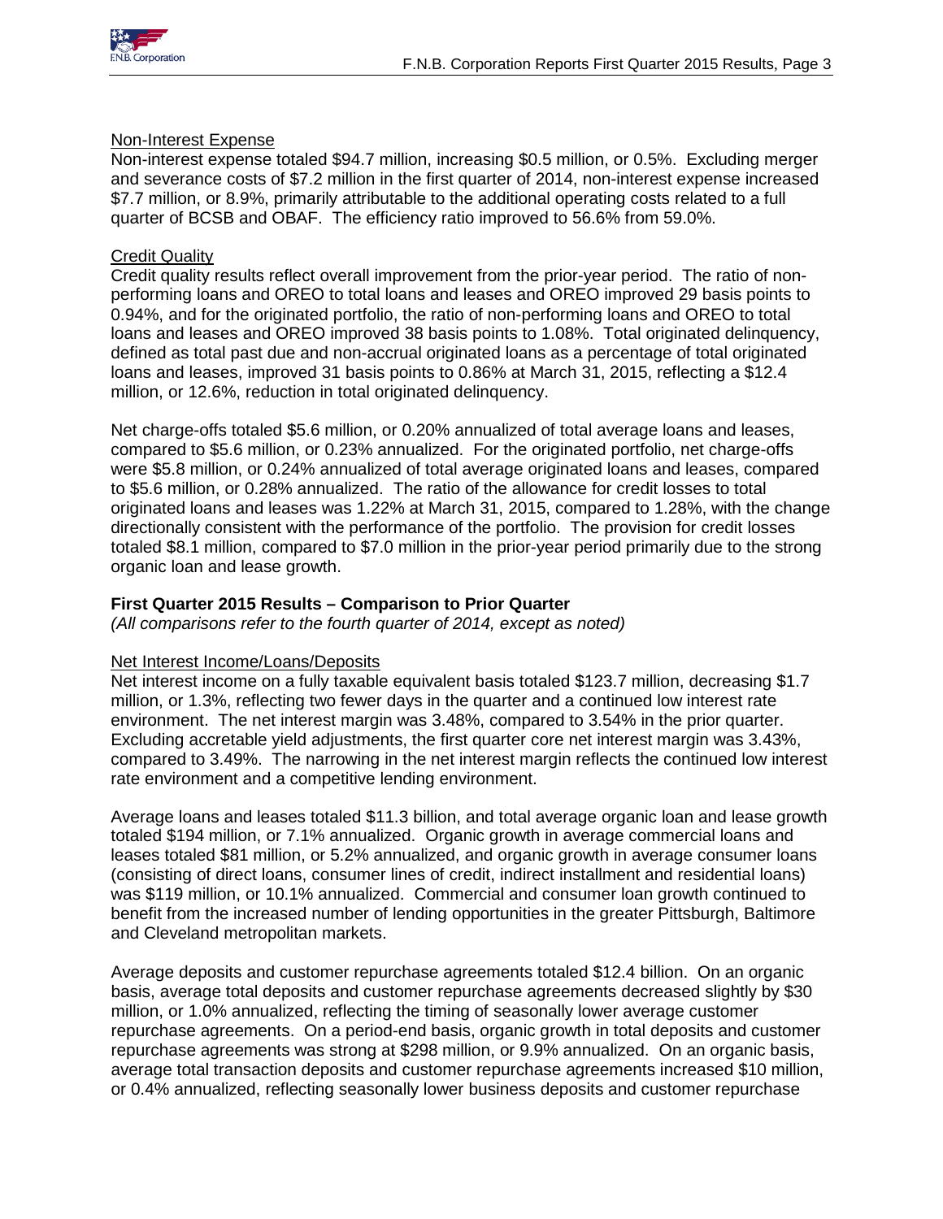Non-Interest Expense

Non-interest expense totaled $94.7 million, increasing $0.5 million, or 0.5%. Excluding merger and severance costs of $7.2 million in the first quarter of 2014, non-interest expense increased $7.7 million, or 8.9%, primarily attributable to the additional operating costs related to a full quarter of BCSB and OBAF. The efficiency ratio improved to 56.6% from 59.0%.

Credit Quality

Credit quality results reflect overall improvement from the prior-year period. The ratio of non-performing loans and OREO to total loans and leases and OREO improved 29 basis points to 0.94%, and for the originated portfolio, the ratio of non-performing loans and OREO to total loans and leases and OREO improved 38 basis points to 1.08%. Total originated delinquency, defined as total past due and non-accrual originated loans as a percentage of total originated loans and leases, improved 31 basis points to 0.86% at March 31, 2015, reflecting a $12.4 million, or 12.6%, reduction in total originated delinquency.

Net charge-offs totaled $5.6 million, or 0.20% annualized of total average loans and leases, compared to $5.6 million, or 0.23% annualized. For the originated portfolio, net charge-offs were $5.8 million, or 0.24% annualized of total average originated loans and leases, compared to $5.6 million, or 0.28% annualized. The ratio of the allowance for credit losses to total originated loans and leases was 1.22% at March 31, 2015, compared to 1.28%, with the change directionally consistent with the performance of the portfolio. The provision for credit losses totaled $8.1 million, compared to $7.0 million in the prior-year period primarily due to the strong organic loan and lease growth.

## First Quarter 2015 Results – Comparison to Prior Quarter

*(All comparisons refer to the fourth quarter of 2014, except as noted)*

Net Interest Income/Loans/Deposits

Net interest income on a fully taxable equivalent basis totaled $123.7 million, decreasing $1.7 million, or 1.3%, reflecting two fewer days in the quarter and a continued low interest rate environment. The net interest margin was 3.48%, compared to 3.54% in the prior quarter. Excluding accretable yield adjustments, the first quarter core net interest margin was 3.43%, compared to 3.49%. The narrowing in the net interest margin reflects the continued low interest rate environment and a competitive lending environment.

Average loans and leases totaled $11.3 billion, and total average organic loan and lease growth totaled $194 million, or 7.1% annualized. Organic growth in average commercial loans and leases totaled $81 million, or 5.2% annualized, and organic growth in average consumer loans (consisting of direct loans, consumer lines of credit, indirect installment and residential loans) was $119 million, or 10.1% annualized. Commercial and consumer loan growth continued to benefit from the increased number of lending opportunities in the greater Pittsburgh, Baltimore and Cleveland metropolitan markets.

Average deposits and customer repurchase agreements totaled $12.4 billion. On an organic basis, average total deposits and customer repurchase agreements decreased slightly by $30 million, or 1.0% annualized, reflecting the timing of seasonally lower average customer repurchase agreements. On a period-end basis, organic growth in total deposits and customer repurchase agreements was strong at $298 million, or 9.9% annualized. On an organic basis, average total transaction deposits and customer repurchase agreements increased $10 million, or 0.4% annualized, reflecting seasonally lower business deposits and customer repurchase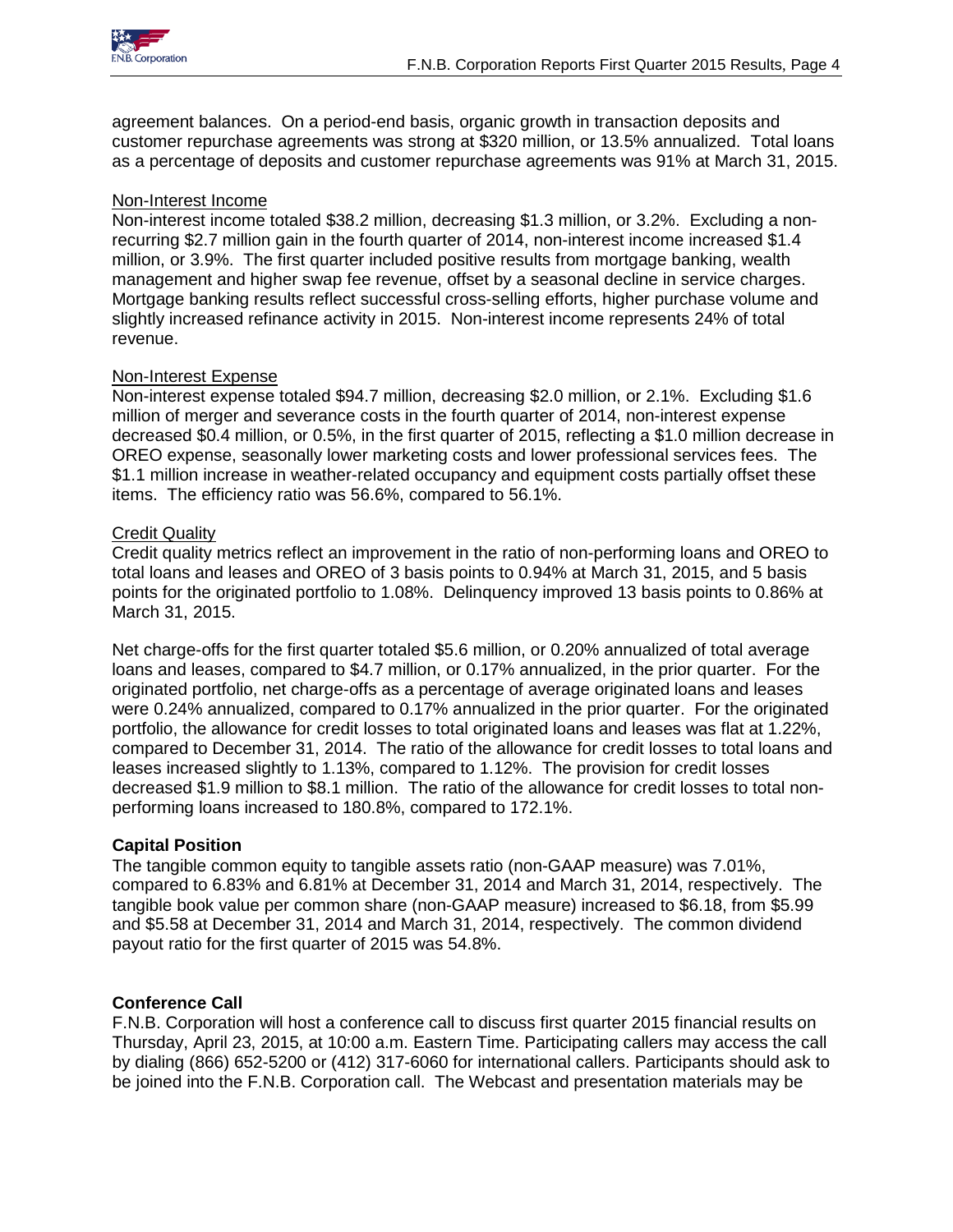agreement balances. On a period-end basis, organic growth in transaction deposits and customer repurchase agreements was strong at $320 million, or 13.5% annualized. Total loans as a percentage of deposits and customer repurchase agreements was 91% at March 31, 2015.

Non-Interest Income

Non-interest income totaled $38.2 million, decreasing $1.3 million, or 3.2%. Excluding a non-recurring $2.7 million gain in the fourth quarter of 2014, non-interest income increased $1.4 million, or 3.9%. The first quarter included positive results from mortgage banking, wealth management and higher swap fee revenue, offset by a seasonal decline in service charges. Mortgage banking results reflect successful cross-selling efforts, higher purchase volume and slightly increased refinance activity in 2015. Non-interest income represents 24% of total revenue.

Non-Interest Expense

Non-interest expense totaled $94.7 million, decreasing $2.0 million, or 2.1%. Excluding $1.6 million of merger and severance costs in the fourth quarter of 2014, non-interest expense decreased $0.4 million, or 0.5%, in the first quarter of 2015, reflecting a $1.0 million decrease in OREO expense, seasonally lower marketing costs and lower professional services fees. The $1.1 million increase in weather-related occupancy and equipment costs partially offset these items. The efficiency ratio was 56.6%, compared to 56.1%.

Credit Quality

Credit quality metrics reflect an improvement in the ratio of non-performing loans and OREO to total loans and leases and OREO of 3 basis points to 0.94% at March 31, 2015, and 5 basis points for the originated portfolio to 1.08%. Delinquency improved 13 basis points to 0.86% at March 31, 2015.

Net charge-offs for the first quarter totaled $5.6 million, or 0.20% annualized of total average loans and leases, compared to $4.7 million, or 0.17% annualized, in the prior quarter. For the originated portfolio, net charge-offs as a percentage of average originated loans and leases were 0.24% annualized, compared to 0.17% annualized in the prior quarter. For the originated portfolio, the allowance for credit losses to total originated loans and leases was flat at 1.22%, compared to December 31, 2014. The ratio of the allowance for credit losses to total loans and leases increased slightly to 1.13%, compared to 1.12%. The provision for credit losses decreased $1.9 million to $8.1 million. The ratio of the allowance for credit losses to total non-performing loans increased to 180.8%, compared to 172.1%.

**Capital Position**

The tangible common equity to tangible assets ratio (non-GAAP measure) was 7.01%, compared to 6.83% and 6.81% at December 31, 2014 and March 31, 2014, respectively. The tangible book value per common share (non-GAAP measure) increased to $6.18, from $5.99 and $5.58 at December 31, 2014 and March 31, 2014, respectively. The common dividend payout ratio for the first quarter of 2015 was 54.8%.

**Conference Call**

F.N.B. Corporation will host a conference call to discuss first quarter 2015 financial results on Thursday, April 23, 2015, at 10:00 a.m. Eastern Time. Participating callers may access the call by dialing (866) 652-5200 or (412) 317-6060 for international callers. Participants should ask to be joined into the F.N.B. Corporation call. The Webcast and presentation materials may be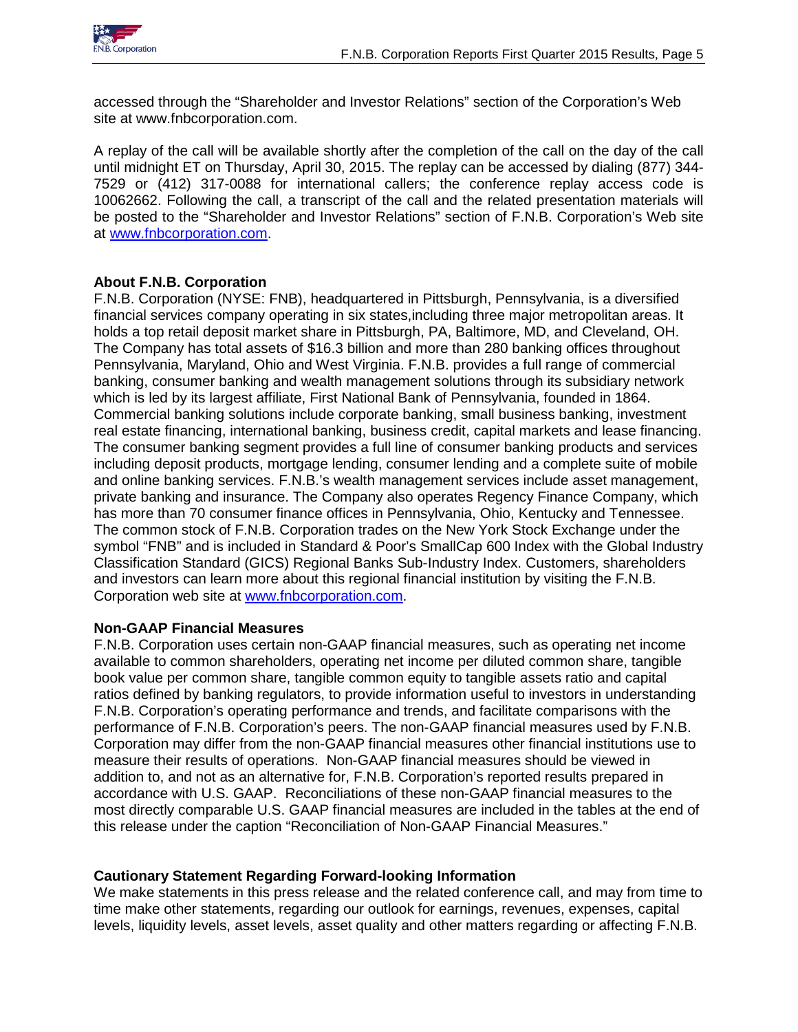accessed through the "Shareholder and Investor Relations" section of the Corporation's Web site at www.fnbcorporation.com.

A replay of the call will be available shortly after the completion of the call on the day of the call until midnight ET on Thursday, April 30, 2015. The replay can be accessed by dialing (877) 344-7529 or (412) 317-0088 for international callers; the conference replay access code is 10062662. Following the call, a transcript of the call and the related presentation materials will be posted to the "Shareholder and Investor Relations" section of F.N.B. Corporation's Web site at www.fnbcorporation.com.

**About F.N.B. Corporation**

F.N.B. Corporation (NYSE: FNB), headquartered in Pittsburgh, Pennsylvania, is a diversified financial services company operating in six states,including three major metropolitan areas. It holds a top retail deposit market share in Pittsburgh, PA, Baltimore, MD, and Cleveland, OH. The Company has total assets of $16.3 billion and more than 280 banking offices throughout Pennsylvania, Maryland, Ohio and West Virginia. F.N.B. provides a full range of commercial banking, consumer banking and wealth management solutions through its subsidiary network which is led by its largest affiliate, First National Bank of Pennsylvania, founded in 1864. Commercial banking solutions include corporate banking, small business banking, investment real estate financing, international banking, business credit, capital markets and lease financing. The consumer banking segment provides a full line of consumer banking products and services including deposit products, mortgage lending, consumer lending and a complete suite of mobile and online banking services. F.N.B.'s wealth management services include asset management, private banking and insurance. The Company also operates Regency Finance Company, which has more than 70 consumer finance offices in Pennsylvania, Ohio, Kentucky and Tennessee. The common stock of F.N.B. Corporation trades on the New York Stock Exchange under the symbol "FNB" and is included in Standard & Poor's SmallCap 600 Index with the Global Industry Classification Standard (GICS) Regional Banks Sub-Industry Index. Customers, shareholders and investors can learn more about this regional financial institution by visiting the F.N.B. Corporation web site at www.fnbcorporation.com.

**Non-GAAP Financial Measures**

F.N.B. Corporation uses certain non-GAAP financial measures, such as operating net income available to common shareholders, operating net income per diluted common share, tangible book value per common share, tangible common equity to tangible assets ratio and capital ratios defined by banking regulators, to provide information useful to investors in understanding F.N.B. Corporation's operating performance and trends, and facilitate comparisons with the performance of F.N.B. Corporation's peers. The non-GAAP financial measures used by F.N.B. Corporation may differ from the non-GAAP financial measures other financial institutions use to measure their results of operations. Non-GAAP financial measures should be viewed in addition to, and not as an alternative for, F.N.B. Corporation's reported results prepared in accordance with U.S. GAAP. Reconciliations of these non-GAAP financial measures to the most directly comparable U.S. GAAP financial measures are included in the tables at the end of this release under the caption "Reconciliation of Non-GAAP Financial Measures."

**Cautionary Statement Regarding Forward-looking Information**

We make statements in this press release and the related conference call, and may from time to time make other statements, regarding our outlook for earnings, revenues, expenses, capital levels, liquidity levels, asset levels, asset quality and other matters regarding or affecting F.N.B.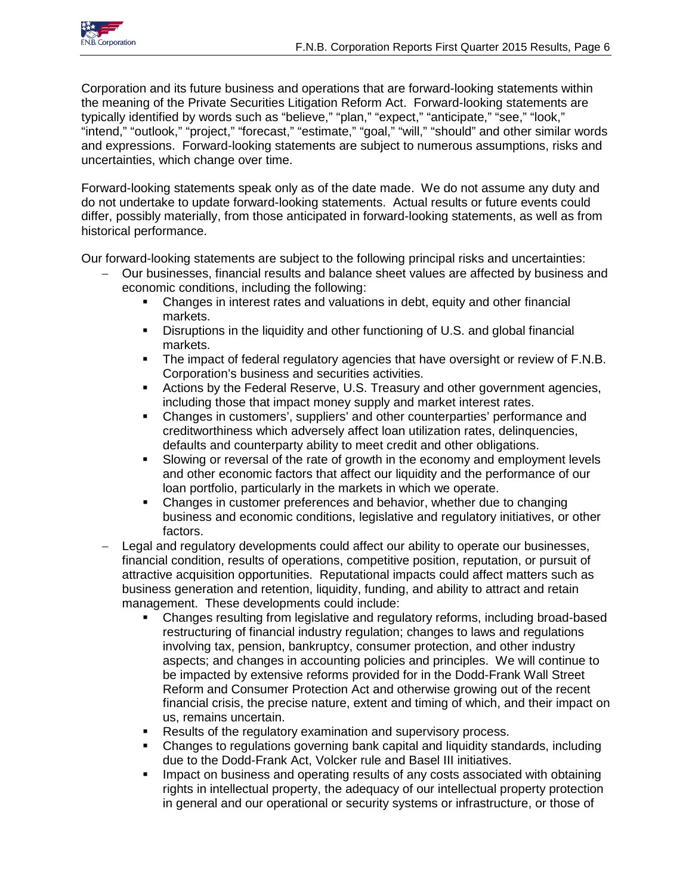Corporation and its future business and operations that are forward-looking statements within the meaning of the Private Securities Litigation Reform Act. Forward-looking statements are typically identified by words such as "believe," "plan," "expect," "anticipate," "see," "look," "intend," "outlook," "project," "forecast," "estimate," "goal," "will," "should" and other similar words and expressions. Forward-looking statements are subject to numerous assumptions, risks and uncertainties, which change over time.

Forward-looking statements speak only as of the date made. We do not assume any duty and do not undertake to update forward-looking statements. Actual results or future events could differ, possibly materially, from those anticipated in forward-looking statements, as well as from historical performance.

Our forward-looking statements are subject to the following principal risks and uncertainties:

- Our businesses, financial results and balance sheet values are affected by business and economic conditions, including the following:
  - Changes in interest rates and valuations in debt, equity and other financial markets.
  - Disruptions in the liquidity and other functioning of U.S. and global financial markets.
  - The impact of federal regulatory agencies that have oversight or review of F.N.B. Corporation's business and securities activities.
  - Actions by the Federal Reserve, U.S. Treasury and other government agencies, including those that impact money supply and market interest rates.
  - Changes in customers', suppliers' and other counterparties' performance and creditworthiness which adversely affect loan utilization rates, delinquencies, defaults and counterparty ability to meet credit and other obligations.
  - Slowing or reversal of the rate of growth in the economy and employment levels and other economic factors that affect our liquidity and the performance of our loan portfolio, particularly in the markets in which we operate.
  - Changes in customer preferences and behavior, whether due to changing business and economic conditions, legislative and regulatory initiatives, or other factors.
- Legal and regulatory developments could affect our ability to operate our businesses, financial condition, results of operations, competitive position, reputation, or pursuit of attractive acquisition opportunities. Reputational impacts could affect matters such as business generation and retention, liquidity, funding, and ability to attract and retain management. These developments could include:
  - Changes resulting from legislative and regulatory reforms, including broad-based restructuring of financial industry regulation; changes to laws and regulations involving tax, pension, bankruptcy, consumer protection, and other industry aspects; and changes in accounting policies and principles. We will continue to be impacted by extensive reforms provided for in the Dodd-Frank Wall Street Reform and Consumer Protection Act and otherwise growing out of the recent financial crisis, the precise nature, extent and timing of which, and their impact on us, remains uncertain.
  - Results of the regulatory examination and supervisory process.
  - Changes to regulations governing bank capital and liquidity standards, including due to the Dodd-Frank Act, Volcker rule and Basel III initiatives.
  - Impact on business and operating results of any costs associated with obtaining rights in intellectual property, the adequacy of our intellectual property protection in general and our operational or security systems or infrastructure, or those of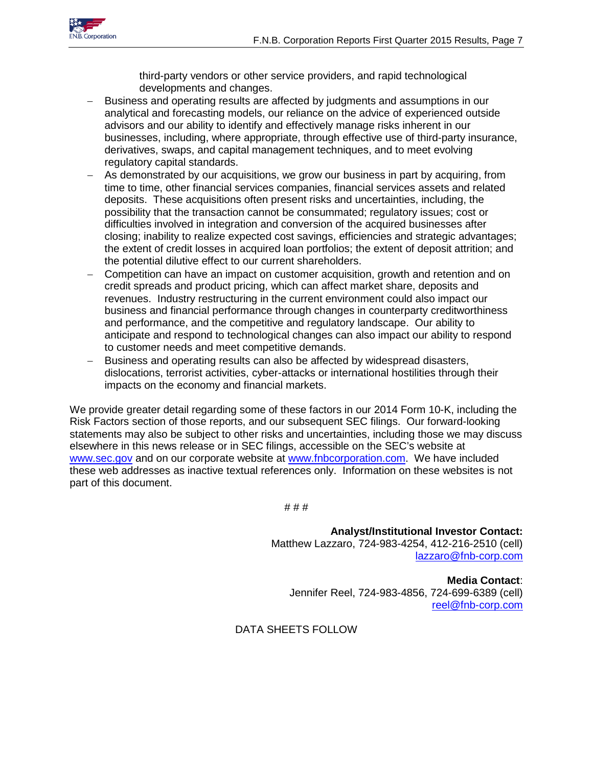third-party vendors or other service providers, and rapid technological developments and changes.

- Business and operating results are affected by judgments and assumptions in our analytical and forecasting models, our reliance on the advice of experienced outside advisors and our ability to identify and effectively manage risks inherent in our businesses, including, where appropriate, through effective use of third-party insurance, derivatives, swaps, and capital management techniques, and to meet evolving regulatory capital standards.
- As demonstrated by our acquisitions, we grow our business in part by acquiring, from time to time, other financial services companies, financial services assets and related deposits. These acquisitions often present risks and uncertainties, including, the possibility that the transaction cannot be consummated; regulatory issues; cost or difficulties involved in integration and conversion of the acquired businesses after closing; inability to realize expected cost savings, efficiencies and strategic advantages; the extent of credit losses in acquired loan portfolios; the extent of deposit attrition; and the potential dilutive effect to our current shareholders.
- Competition can have an impact on customer acquisition, growth and retention and on credit spreads and product pricing, which can affect market share, deposits and revenues. Industry restructuring in the current environment could also impact our business and financial performance through changes in counterparty creditworthiness and performance, and the competitive and regulatory landscape. Our ability to anticipate and respond to technological changes can also impact our ability to respond to customer needs and meet competitive demands.
- Business and operating results can also be affected by widespread disasters, dislocations, terrorist activities, cyber-attacks or international hostilities through their impacts on the economy and financial markets.

We provide greater detail regarding some of these factors in our 2014 Form 10-K, including the Risk Factors section of those reports, and our subsequent SEC filings. Our forward-looking statements may also be subject to other risks and uncertainties, including those we may discuss elsewhere in this news release or in SEC filings, accessible on the SEC's website at www.sec.gov and on our corporate website at www.fnbcorporation.com. We have included these web addresses as inactive textual references only. Information on these websites is not part of this document.

# # #

**Analyst/Institutional Investor Contact:**
Matthew Lazzaro, 724-983-4254, 412-216-2510 (cell)
lazzaro@fnb-corp.com

**Media Contact**:
Jennifer Reel, 724-983-4856, 724-699-6389 (cell)
reel@fnb-corp.com

DATA SHEETS FOLLOW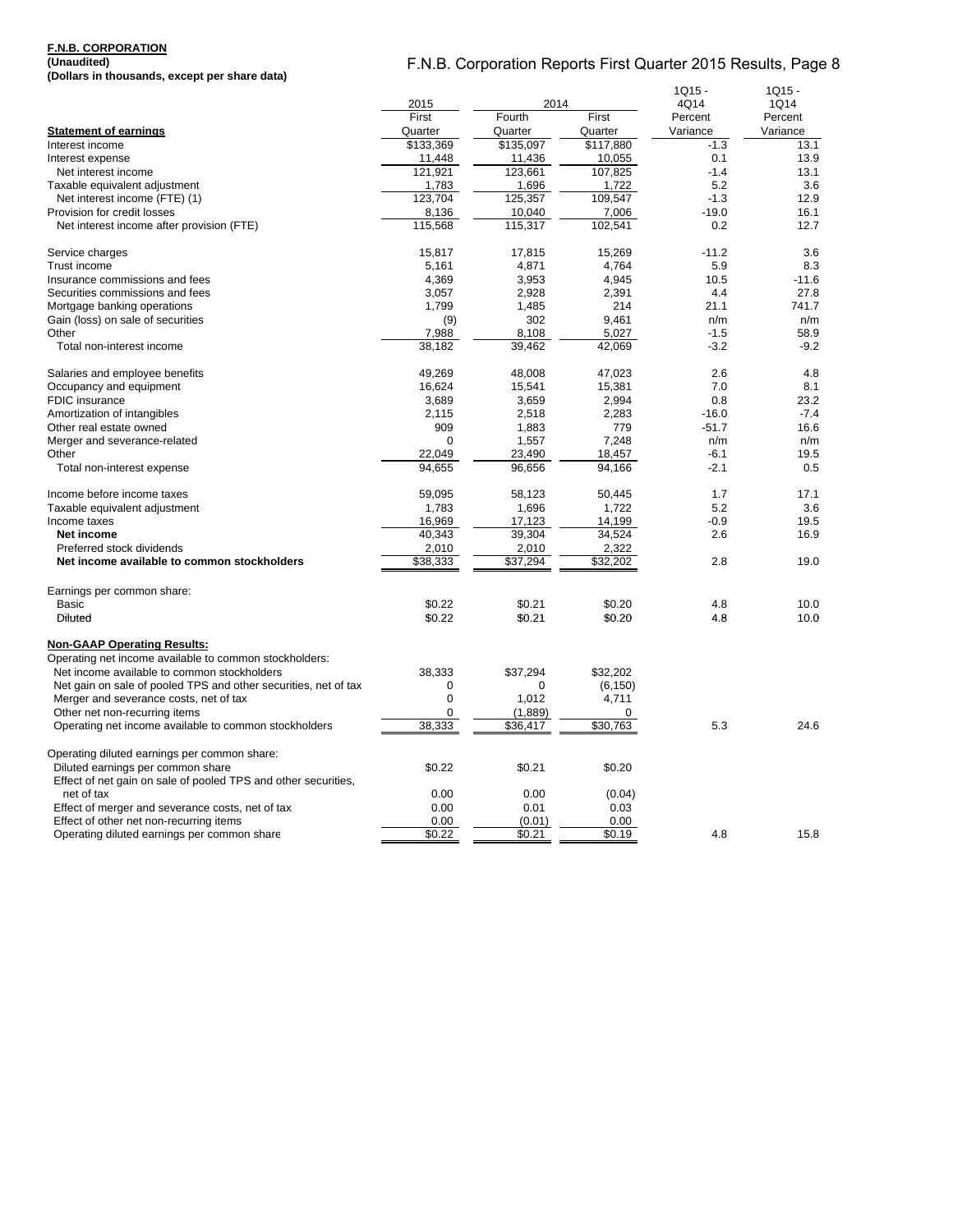**F.N.B. CORPORATION**
**(Unaudited)**
**(Dollars in thousands, except per share data)**

## F.N.B. Corporation Reports First Quarter 2015 Results, Page 8

| | 2015 | 2014 | | 1Q15 - 4Q14 | 1Q15 - 1Q14 |
|---|---|---|---|---|---|
| | First | Fourth | First | Percent | Percent |
| **Statement of earnings** | Quarter | Quarter | Quarter | Variance | Variance |
| Interest income | $133,369 | $135,097 | $117,880 | -1.3 | 13.1 |
| Interest expense | 11,448 | 11,436 | 10,055 | 0.1 | 13.9 |
| Net interest income | 121,921 | 123,661 | 107,825 | -1.4 | 13.1 |
| Taxable equivalent adjustment | 1,783 | 1,696 | 1,722 | 5.2 | 3.6 |
| Net interest income (FTE) (1) | 123,704 | 125,357 | 109,547 | -1.3 | 12.9 |
| Provision for credit losses | 8,136 | 10,040 | 7,006 | -19.0 | 16.1 |
| Net interest income after provision (FTE) | 115,568 | 115,317 | 102,541 | 0.2 | 12.7 |
| | | | | | |
| Service charges | 15,817 | 17,815 | 15,269 | -11.2 | 3.6 |
| Trust income | 5,161 | 4,871 | 4,764 | 5.9 | 8.3 |
| Insurance commissions and fees | 4,369 | 3,953 | 4,945 | 10.5 | -11.6 |
| Securities commissions and fees | 3,057 | 2,928 | 2,391 | 4.4 | 27.8 |
| Mortgage banking operations | 1,799 | 1,485 | 214 | 21.1 | 741.7 |
| Gain (loss) on sale of securities | (9) | 302 | 9,461 | n/m | n/m |
| Other | 7,988 | 8,108 | 5,027 | -1.5 | 58.9 |
| Total non-interest income | 38,182 | 39,462 | 42,069 | -3.2 | -9.2 |
| | | | | | |
| Salaries and employee benefits | 49,269 | 48,008 | 47,023 | 2.6 | 4.8 |
| Occupancy and equipment | 16,624 | 15,541 | 15,381 | 7.0 | 8.1 |
| FDIC insurance | 3,689 | 3,659 | 2,994 | 0.8 | 23.2 |
| Amortization of intangibles | 2,115 | 2,518 | 2,283 | -16.0 | -7.4 |
| Other real estate owned | 909 | 1,883 | 779 | -51.7 | 16.6 |
| Merger and severance-related | 0 | 1,557 | 7,248 | n/m | n/m |
| Other | 22,049 | 23,490 | 18,457 | -6.1 | 19.5 |
| Total non-interest expense | 94,655 | 96,656 | 94,166 | -2.1 | 0.5 |
| | | | | | |
| Income before income taxes | 59,095 | 58,123 | 50,445 | 1.7 | 17.1 |
| Taxable equivalent adjustment | 1,783 | 1,696 | 1,722 | 5.2 | 3.6 |
| Income taxes | 16,969 | 17,123 | 14,199 | -0.9 | 19.5 |
| **Net income** | 40,343 | 39,304 | 34,524 | 2.6 | 16.9 |
| Preferred stock dividends | 2,010 | 2,010 | 2,322 | | |
| **Net income available to common stockholders** | $38,333 | $37,294 | $32,202 | 2.8 | 19.0 |
| | | | | | |
| Earnings per common share: | | | | | |
| Basic | $0.22 | $0.21 | $0.20 | 4.8 | 10.0 |
| Diluted | $0.22 | $0.21 | $0.20 | 4.8 | 10.0 |
| | | | | | |
| **Non-GAAP Operating Results:** | | | | | |
| Operating net income available to common stockholders: | | | | | |
| Net income available to common stockholders | 38,333 | $37,294 | $32,202 | | |
| Net gain on sale of pooled TPS and other securities, net of tax | 0 | 0 | (6,150) | | |
| Merger and severance costs, net of tax | 0 | 1,012 | 4,711 | | |
| Other net non-recurring items | 0 | (1,889) | 0 | | |
| Operating net income available to common stockholders | 38,333 | $36,417 | $30,763 | 5.3 | 24.6 |
| | | | | | |
| Operating diluted earnings per common share: | | | | | |
| Diluted earnings per common share | $0.22 | $0.21 | $0.20 | | |
| Effect of net gain on sale of pooled TPS and other securities, net of tax | 0.00 | 0.00 | (0.04) | | |
| Effect of merger and severance costs, net of tax | 0.00 | 0.01 | 0.03 | | |
| Effect of other net non-recurring items | 0.00 | (0.01) | 0.00 | | |
| Operating diluted earnings per common share | $0.22 | $0.21 | $0.19 | 4.8 | 15.8 |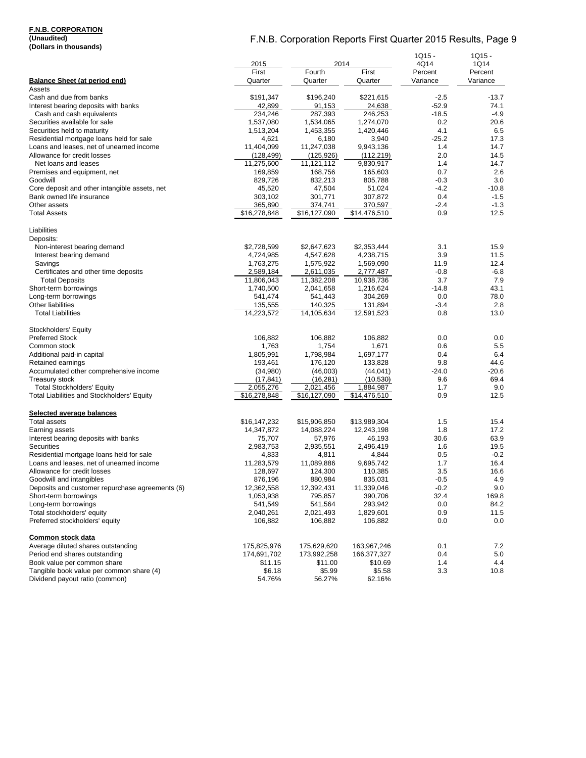**F.N.B. CORPORATION**
**(Unaudited)**
**(Dollars in thousands)**

F.N.B. Corporation Reports First Quarter 2015 Results, Page 9

| | 2015 | 2014 | | 1Q15 - 4Q14 | 1Q15 - 1Q14 |
|---|---|---|---|---|---|
| | First | Fourth | First | Percent | Percent |
| **Balance Sheet (at period end)** | Quarter | Quarter | Quarter | Variance | Variance |
| Assets | | | | | |
| Cash and due from banks | $191,347 | $196,240 | $221,615 | -2.5 | -13.7 |
| Interest bearing deposits with banks | 42,899 | 91,153 | 24,638 | -52.9 | 74.1 |
| Cash and cash equivalents | 234,246 | 287,393 | 246,253 | -18.5 | -4.9 |
| Securities available for sale | 1,537,080 | 1,534,065 | 1,274,070 | 0.2 | 20.6 |
| Securities held to maturity | 1,513,204 | 1,453,355 | 1,420,446 | 4.1 | 6.5 |
| Residential mortgage loans held for sale | 4,621 | 6,180 | 3,940 | -25.2 | 17.3 |
| Loans and leases, net of unearned income | 11,404,099 | 11,247,038 | 9,943,136 | 1.4 | 14.7 |
| Allowance for credit losses | (128,499) | (125,926) | (112,219) | 2.0 | 14.5 |
| Net loans and leases | 11,275,600 | 11,121,112 | 9,830,917 | 1.4 | 14.7 |
| Premises and equipment, net | 169,859 | 168,756 | 165,603 | 0.7 | 2.6 |
| Goodwill | 829,726 | 832,213 | 805,788 | -0.3 | 3.0 |
| Core deposit and other intangible assets, net | 45,520 | 47,504 | 51,024 | -4.2 | -10.8 |
| Bank owned life insurance | 303,102 | 301,771 | 307,872 | 0.4 | -1.5 |
| Other assets | 365,890 | 374,741 | 370,597 | -2.4 | -1.3 |
| Total Assets | $16,278,848 | $16,127,090 | $14,476,510 | 0.9 | 12.5 |
| | | | | | |
| Liabilities | | | | | |
| Deposits: | | | | | |
| Non-interest bearing demand | $2,728,599 | $2,647,623 | $2,353,444 | 3.1 | 15.9 |
| Interest bearing demand | 4,724,985 | 4,547,628 | 4,238,715 | 3.9 | 11.5 |
| Savings | 1,763,275 | 1,575,922 | 1,569,090 | 11.9 | 12.4 |
| Certificates and other time deposits | 2,589,184 | 2,611,035 | 2,777,487 | -0.8 | -6.8 |
| Total Deposits | 11,806,043 | 11,382,208 | 10,938,736 | 3.7 | 7.9 |
| Short-term borrowings | 1,740,500 | 2,041,658 | 1,216,624 | -14.8 | 43.1 |
| Long-term borrowings | 541,474 | 541,443 | 304,269 | 0.0 | 78.0 |
| Other liabilities | 135,555 | 140,325 | 131,894 | -3.4 | 2.8 |
| Total Liabilities | 14,223,572 | 14,105,634 | 12,591,523 | 0.8 | 13.0 |
| | | | | | |
| Stockholders' Equity | | | | | |
| Preferred Stock | 106,882 | 106,882 | 106,882 | 0.0 | 0.0 |
| Common stock | 1,763 | 1,754 | 1,671 | 0.6 | 5.5 |
| Additional paid-in capital | 1,805,991 | 1,798,984 | 1,697,177 | 0.4 | 6.4 |
| Retained earnings | 193,461 | 176,120 | 133,828 | 9.8 | 44.6 |
| Accumulated other comprehensive income | (34,980) | (46,003) | (44,041) | -24.0 | -20.6 |
| Treasury stock | (17,841) | (16,281) | (10,530) | 9.6 | 69.4 |
| Total Stockholders' Equity | 2,055,276 | 2,021,456 | 1,884,987 | 1.7 | 9.0 |
| Total Liabilities and Stockholders' Equity | $16,278,848 | $16,127,090 | $14,476,510 | 0.9 | 12.5 |
| | | | | | |
| **Selected average balances** | | | | | |
| Total assets | $16,147,232 | $15,906,850 | $13,989,304 | 1.5 | 15.4 |
| Earning assets | 14,347,872 | 14,088,224 | 12,243,198 | 1.8 | 17.2 |
| Interest bearing deposits with banks | 75,707 | 57,976 | 46,193 | 30.6 | 63.9 |
| Securities | 2,983,753 | 2,935,551 | 2,496,419 | 1.6 | 19.5 |
| Residential mortgage loans held for sale | 4,833 | 4,811 | 4,844 | 0.5 | -0.2 |
| Loans and leases, net of unearned income | 11,283,579 | 11,089,886 | 9,695,742 | 1.7 | 16.4 |
| Allowance for credit losses | 128,697 | 124,300 | 110,385 | 3.5 | 16.6 |
| Goodwill and intangibles | 876,196 | 880,984 | 835,031 | -0.5 | 4.9 |
| Deposits and customer repurchase agreements (6) | 12,362,558 | 12,392,431 | 11,339,046 | -0.2 | 9.0 |
| Short-term borrowings | 1,053,938 | 795,857 | 390,706 | 32.4 | 169.8 |
| Long-term borrowings | 541,549 | 541,564 | 293,942 | 0.0 | 84.2 |
| Total stockholders' equity | 2,040,261 | 2,021,493 | 1,829,601 | 0.9 | 11.5 |
| Preferred stockholders' equity | 106,882 | 106,882 | 106,882 | 0.0 | 0.0 |
| | | | | | |
| **Common stock data** | | | | | |
| Average diluted shares outstanding | 175,825,976 | 175,629,620 | 163,967,246 | 0.1 | 7.2 |
| Period end shares outstanding | 174,691,702 | 173,992,258 | 166,377,327 | 0.4 | 5.0 |
| Book value per common share | $11.15 | $11.00 | $10.69 | 1.4 | 4.4 |
| Tangible book value per common share (4) | $6.18 | $5.99 | $5.58 | 3.3 | 10.8 |
| Dividend payout ratio (common) | 54.76% | 56.27% | 62.16% | | |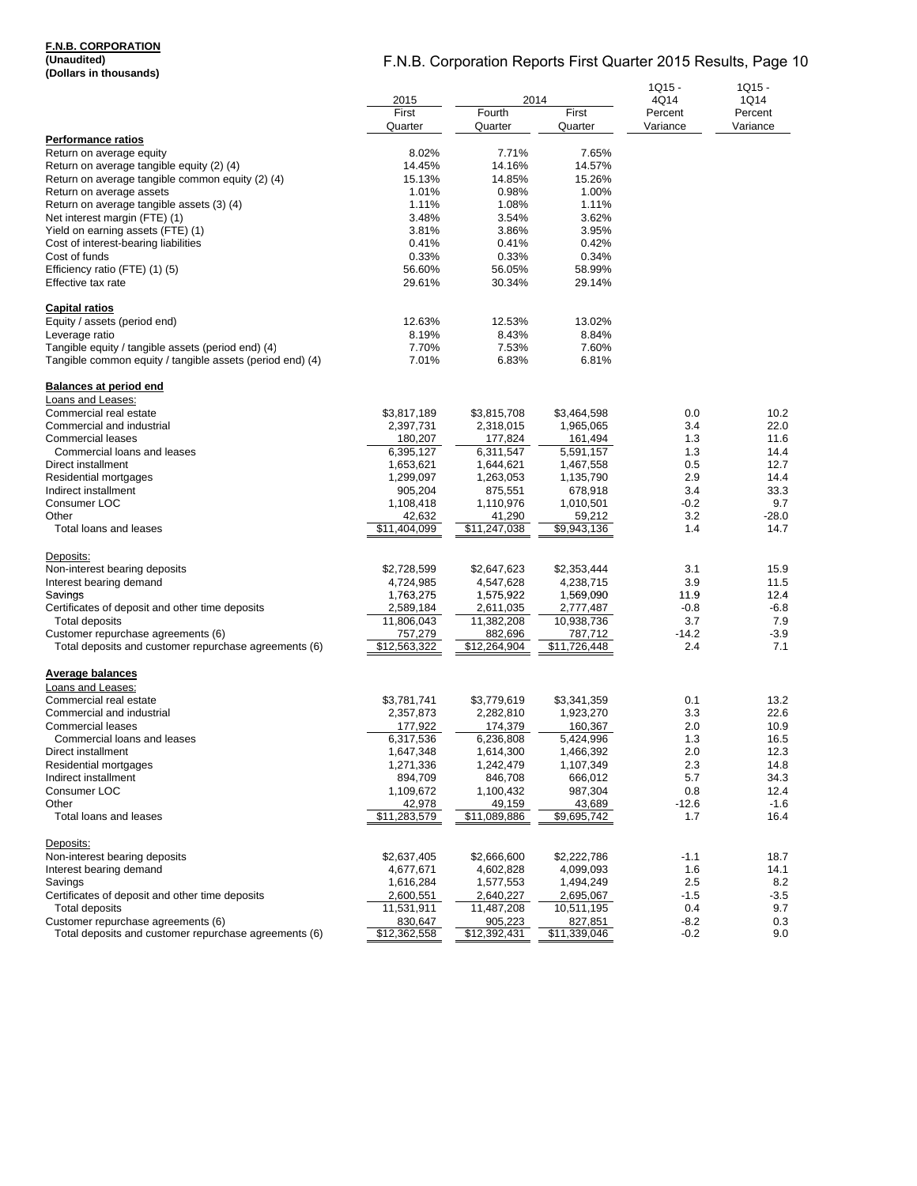**F.N.B. CORPORATION**
**(Unaudited)**
**(Dollars in thousands)**

F.N.B. Corporation Reports First Quarter 2015 Results, Page 10

| | 2015 | 2014 | | 1Q15 - 4Q14 | 1Q15 - 1Q14 |
|---|---|---|---|---|---|
| | First Quarter | Fourth Quarter | First Quarter | Percent Variance | Percent Variance |
| **Performance ratios** | | | | | |
| Return on average equity | 8.02% | 7.71% | 7.65% | | |
| Return on average tangible equity (2) (4) | 14.45% | 14.16% | 14.57% | | |
| Return on average tangible common equity (2) (4) | 15.13% | 14.85% | 15.26% | | |
| Return on average assets | 1.01% | 0.98% | 1.00% | | |
| Return on average tangible assets (3) (4) | 1.11% | 1.08% | 1.11% | | |
| Net interest margin (FTE) (1) | 3.48% | 3.54% | 3.62% | | |
| Yield on earning assets (FTE) (1) | 3.81% | 3.86% | 3.95% | | |
| Cost of interest-bearing liabilities | 0.41% | 0.41% | 0.42% | | |
| Cost of funds | 0.33% | 0.33% | 0.34% | | |
| Efficiency ratio (FTE) (1) (5) | 56.60% | 56.05% | 58.99% | | |
| Effective tax rate | 29.61% | 30.34% | 29.14% | | |
| **Capital ratios** | | | | | |
| Equity / assets (period end) | 12.63% | 12.53% | 13.02% | | |
| Leverage ratio | 8.19% | 8.43% | 8.84% | | |
| Tangible equity / tangible assets (period end) (4) | 7.70% | 7.53% | 7.60% | | |
| Tangible common equity / tangible assets (period end) (4) | 7.01% | 6.83% | 6.81% | | |
| **Balances at period end** | | | | | |
| Loans and Leases: | | | | | |
| Commercial real estate | $3,817,189 | $3,815,708 | $3,464,598 | 0.0 | 10.2 |
| Commercial and industrial | 2,397,731 | 2,318,015 | 1,965,065 | 3.4 | 22.0 |
| Commercial leases | 180,207 | 177,824 | 161,494 | 1.3 | 11.6 |
| Commercial loans and leases | 6,395,127 | 6,311,547 | 5,591,157 | 1.3 | 14.4 |
| Direct installment | 1,653,621 | 1,644,621 | 1,467,558 | 0.5 | 12.7 |
| Residential mortgages | 1,299,097 | 1,263,053 | 1,135,790 | 2.9 | 14.4 |
| Indirect installment | 905,204 | 875,551 | 678,918 | 3.4 | 33.3 |
| Consumer LOC | 1,108,418 | 1,110,976 | 1,010,501 | -0.2 | 9.7 |
| Other | 42,632 | 41,290 | 59,212 | 3.2 | -28.0 |
| Total loans and leases | $11,404,099 | $11,247,038 | $9,943,136 | 1.4 | 14.7 |
| Deposits: | | | | | |
| Non-interest bearing deposits | $2,728,599 | $2,647,623 | $2,353,444 | 3.1 | 15.9 |
| Interest bearing demand | 4,724,985 | 4,547,628 | 4,238,715 | 3.9 | 11.5 |
| Savings | 1,763,275 | 1,575,922 | 1,569,090 | 11.9 | 12.4 |
| Certificates of deposit and other time deposits | 2,589,184 | 2,611,035 | 2,777,487 | -0.8 | -6.8 |
| Total deposits | 11,806,043 | 11,382,208 | 10,938,736 | 3.7 | 7.9 |
| Customer repurchase agreements (6) | 757,279 | 882,696 | 787,712 | -14.2 | -3.9 |
| Total deposits and customer repurchase agreements (6) | $12,563,322 | $12,264,904 | $11,726,448 | 2.4 | 7.1 |
| **Average balances** | | | | | |
| Loans and Leases: | | | | | |
| Commercial real estate | $3,781,741 | $3,779,619 | $3,341,359 | 0.1 | 13.2 |
| Commercial and industrial | 2,357,873 | 2,282,810 | 1,923,270 | 3.3 | 22.6 |
| Commercial leases | 177,922 | 174,379 | 160,367 | 2.0 | 10.9 |
| Commercial loans and leases | 6,317,536 | 6,236,808 | 5,424,996 | 1.3 | 16.5 |
| Direct installment | 1,647,348 | 1,614,300 | 1,466,392 | 2.0 | 12.3 |
| Residential mortgages | 1,271,336 | 1,242,479 | 1,107,349 | 2.3 | 14.8 |
| Indirect installment | 894,709 | 846,708 | 666,012 | 5.7 | 34.3 |
| Consumer LOC | 1,109,672 | 1,100,432 | 987,304 | 0.8 | 12.4 |
| Other | 42,978 | 49,159 | 43,689 | -12.6 | -1.6 |
| Total loans and leases | $11,283,579 | $11,089,886 | $9,695,742 | 1.7 | 16.4 |
| Deposits: | | | | | |
| Non-interest bearing deposits | $2,637,405 | $2,666,600 | $2,222,786 | -1.1 | 18.7 |
| Interest bearing demand | 4,677,671 | 4,602,828 | 4,099,093 | 1.6 | 14.1 |
| Savings | 1,616,284 | 1,577,553 | 1,494,249 | 2.5 | 8.2 |
| Certificates of deposit and other time deposits | 2,600,551 | 2,640,227 | 2,695,067 | -1.5 | -3.5 |
| Total deposits | 11,531,911 | 11,487,208 | 10,511,195 | 0.4 | 9.7 |
| Customer repurchase agreements (6) | 830,647 | 905,223 | 827,851 | -8.2 | 0.3 |
| Total deposits and customer repurchase agreements (6) | $12,362,558 | $12,392,431 | $11,339,046 | -0.2 | 9.0 |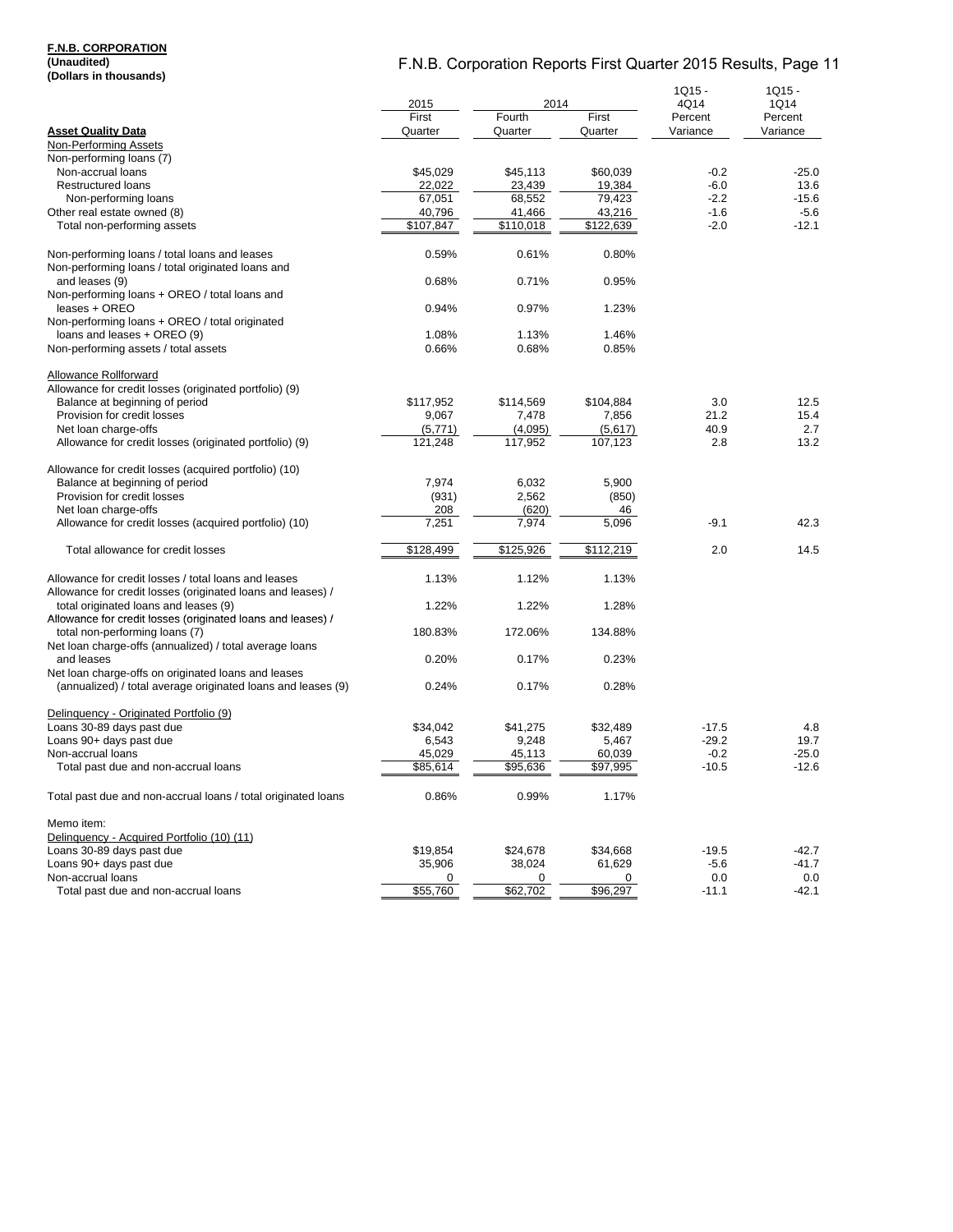**F.N.B. CORPORATION**
**(Unaudited)**
**(Dollars in thousands)**

# F.N.B. Corporation Reports First Quarter 2015 Results, Page 11

| | 2015 | 2014 | | 1Q15 - 4Q14 | 1Q15 - 1Q14 |
|---|---|---|---|---|---|
| **Asset Quality Data** | First Quarter | Fourth Quarter | First Quarter | Percent Variance | Percent Variance |
| Non-Performing Assets | | | | | |
| Non-performing loans (7) | | | | | |
| Non-accrual loans | $45,029 | $45,113 | $60,039 | -0.2 | -25.0 |
| Restructured loans | 22,022 | 23,439 | 19,384 | -6.0 | 13.6 |
| Non-performing loans | 67,051 | 68,552 | 79,423 | -2.2 | -15.6 |
| Other real estate owned (8) | 40,796 | 41,466 | 43,216 | -1.6 | -5.6 |
| Total non-performing assets | $107,847 | $110,018 | $122,639 | -2.0 | -12.1 |
| | | | | | |
| Non-performing loans / total loans and leases | 0.59% | 0.61% | 0.80% | | |
| Non-performing loans / total originated loans and leases (9) | 0.68% | 0.71% | 0.95% | | |
| Non-performing loans + OREO / total loans and leases + OREO | 0.94% | 0.97% | 1.23% | | |
| Non-performing loans + OREO / total originated loans and leases + OREO (9) | 1.08% | 1.13% | 1.46% | | |
| Non-performing assets / total assets | 0.66% | 0.68% | 0.85% | | |
| | | | | | |
| Allowance Rollforward | | | | | |
| Allowance for credit losses (originated portfolio) (9) | | | | | |
| Balance at beginning of period | $117,952 | $114,569 | $104,884 | 3.0 | 12.5 |
| Provision for credit losses | 9,067 | 7,478 | 7,856 | 21.2 | 15.4 |
| Net loan charge-offs | (5,771) | (4,095) | (5,617) | 40.9 | 2.7 |
| Allowance for credit losses (originated portfolio) (9) | 121,248 | 117,952 | 107,123 | 2.8 | 13.2 |
| | | | | | |
| Allowance for credit losses (acquired portfolio) (10) | | | | | |
| Balance at beginning of period | 7,974 | 6,032 | 5,900 | | |
| Provision for credit losses | (931) | 2,562 | (850) | | |
| Net loan charge-offs | 208 | (620) | 46 | | |
| Allowance for credit losses (acquired portfolio) (10) | 7,251 | 7,974 | 5,096 | -9.1 | 42.3 |
| | | | | | |
| Total allowance for credit losses | $128,499 | $125,926 | $112,219 | 2.0 | 14.5 |
| | | | | | |
| Allowance for credit losses / total loans and leases | 1.13% | 1.12% | 1.13% | | |
| Allowance for credit losses (originated loans and leases) / total originated loans and leases (9) | 1.22% | 1.22% | 1.28% | | |
| Allowance for credit losses (originated loans and leases) / total non-performing loans (7) | 180.83% | 172.06% | 134.88% | | |
| Net loan charge-offs (annualized) / total average loans and leases | 0.20% | 0.17% | 0.23% | | |
| Net loan charge-offs on originated loans and leases (annualized) / total average originated loans and leases (9) | 0.24% | 0.17% | 0.28% | | |
| | | | | | |
| Delinquency - Originated Portfolio (9) | | | | | |
| Loans 30-89 days past due | $34,042 | $41,275 | $32,489 | -17.5 | 4.8 |
| Loans 90+ days past due | 6,543 | 9,248 | 5,467 | -29.2 | 19.7 |
| Non-accrual loans | 45,029 | 45,113 | 60,039 | -0.2 | -25.0 |
| Total past due and non-accrual loans | $85,614 | $95,636 | $97,995 | -10.5 | -12.6 |
| | | | | | |
| Total past due and non-accrual loans / total originated loans | 0.86% | 0.99% | 1.17% | | |
| | | | | | |
| Memo item: | | | | | |
| Delinquency - Acquired Portfolio (10) (11) | | | | | |
| Loans 30-89 days past due | $19,854 | $24,678 | $34,668 | -19.5 | -42.7 |
| Loans 90+ days past due | 35,906 | 38,024 | 61,629 | -5.6 | -41.7 |
| Non-accrual loans | 0 | 0 | 0 | 0.0 | 0.0 |
| Total past due and non-accrual loans | $55,760 | $62,702 | $96,297 | -11.1 | -42.1 |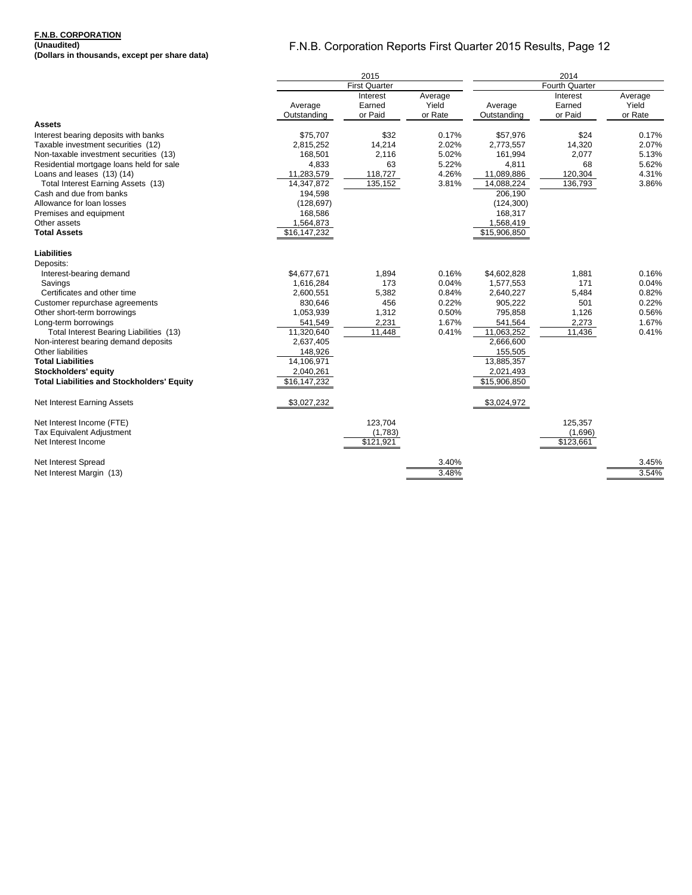**F.N.B. CORPORATION**
**(Unaudited)**
**(Dollars in thousands, except per share data)**

F.N.B. Corporation Reports First Quarter 2015 Results, Page 12

| | 2015 First Quarter | | | 2014 Fourth Quarter | | |
|---|---|---|---|---|---|---|
| | Average Outstanding | Interest Earned or Paid | Average Yield or Rate | Average Outstanding | Interest Earned or Paid | Average Yield or Rate |
| **Assets** | | | | | | |
| Interest bearing deposits with banks | $75,707 | $32 | 0.17% | $57,976 | $24 | 0.17% |
| Taxable investment securities (12) | 2,815,252 | 14,214 | 2.02% | 2,773,557 | 14,320 | 2.07% |
| Non-taxable investment securities (13) | 168,501 | 2,116 | 5.02% | 161,994 | 2,077 | 5.13% |
| Residential mortgage loans held for sale | 4,833 | 63 | 5.22% | 4,811 | 68 | 5.62% |
| Loans and leases (13) (14) | 11,283,579 | 118,727 | 4.26% | 11,089,886 | 120,304 | 4.31% |
| Total Interest Earning Assets (13) | 14,347,872 | 135,152 | 3.81% | 14,088,224 | 136,793 | 3.86% |
| Cash and due from banks | 194,598 | | | 206,190 | | |
| Allowance for loan losses | (128,697) | | | (124,300) | | |
| Premises and equipment | 168,586 | | | 168,317 | | |
| Other assets | 1,564,873 | | | 1,568,419 | | |
| **Total Assets** | $16,147,232 | | | $15,906,850 | | |
| **Liabilities** | | | | | | |
| Deposits: | | | | | | |
| Interest-bearing demand | $4,677,671 | 1,894 | 0.16% | $4,602,828 | 1,881 | 0.16% |
| Savings | 1,616,284 | 173 | 0.04% | 1,577,553 | 171 | 0.04% |
| Certificates and other time | 2,600,551 | 5,382 | 0.84% | 2,640,227 | 5,484 | 0.82% |
| Customer repurchase agreements | 830,646 | 456 | 0.22% | 905,222 | 501 | 0.22% |
| Other short-term borrowings | 1,053,939 | 1,312 | 0.50% | 795,858 | 1,126 | 0.56% |
| Long-term borrowings | 541,549 | 2,231 | 1.67% | 541,564 | 2,273 | 1.67% |
| Total Interest Bearing Liabilities (13) | 11,320,640 | 11,448 | 0.41% | 11,063,252 | 11,436 | 0.41% |
| Non-interest bearing demand deposits | 2,637,405 | | | 2,666,600 | | |
| Other liabilities | 148,926 | | | 155,505 | | |
| **Total Liabilities** | 14,106,971 | | | 13,885,357 | | |
| **Stockholders' equity** | 2,040,261 | | | 2,021,493 | | |
| **Total Liabilities and Stockholders' Equity** | $16,147,232 | | | $15,906,850 | | |
| Net Interest Earning Assets | $3,027,232 | | | $3,024,972 | | |
| Net Interest Income (FTE) | | 123,704 | | | 125,357 | |
| Tax Equivalent Adjustment | | (1,783) | | | (1,696) | |
| Net Interest Income | | $121,921 | | | $123,661 | |
| Net Interest Spread | | | 3.40% | | | 3.45% |
| Net Interest Margin (13) | | | 3.48% | | | 3.54% |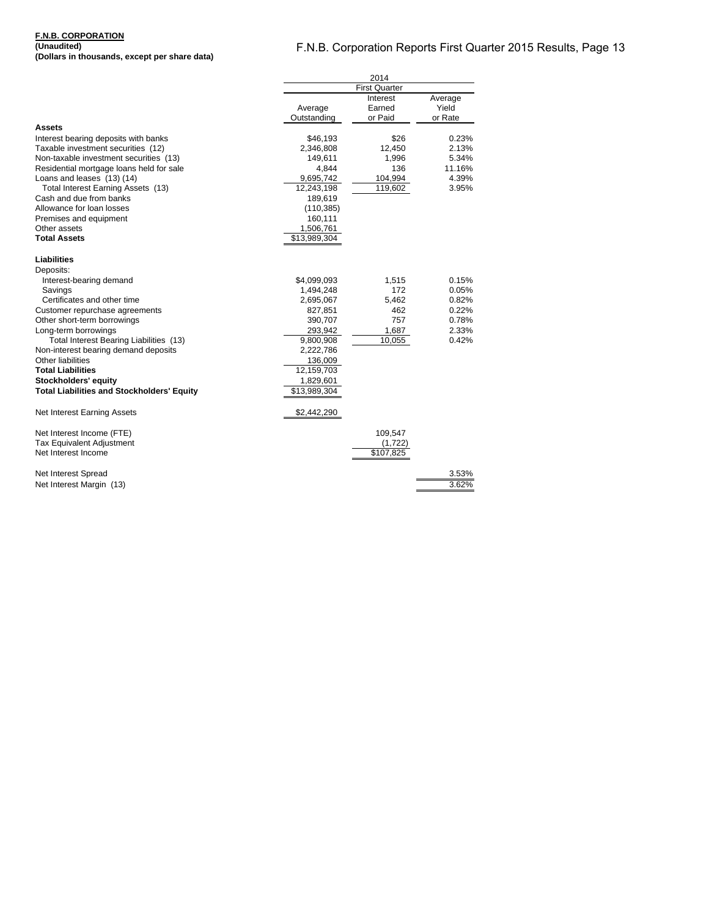**F.N.B. CORPORATION**
**(Unaudited)**
**(Dollars in thousands, except per share data)**

| | 2014 | | |
|---|---|---|---|
| | First Quarter | | |
| | Average Outstanding | Interest Earned or Paid | Average Yield or Rate |
| **Assets** | | | |
| Interest bearing deposits with banks | $46,193 | $26 | 0.23% |
| Taxable investment securities (12) | 2,346,808 | 12,450 | 2.13% |
| Non-taxable investment securities (13) | 149,611 | 1,996 | 5.34% |
| Residential mortgage loans held for sale | 4,844 | 136 | 11.16% |
| Loans and leases (13) (14) | 9,695,742 | 104,994 | 4.39% |
| Total Interest Earning Assets (13) | 12,243,198 | 119,602 | 3.95% |
| Cash and due from banks | 189,619 | | |
| Allowance for loan losses | (110,385) | | |
| Premises and equipment | 160,111 | | |
| Other assets | 1,506,761 | | |
| **Total Assets** | $13,989,304 | | |
| **Liabilities** | | | |
| Deposits: | | | |
| Interest-bearing demand | $4,099,093 | 1,515 | 0.15% |
| Savings | 1,494,248 | 172 | 0.05% |
| Certificates and other time | 2,695,067 | 5,462 | 0.82% |
| Customer repurchase agreements | 827,851 | 462 | 0.22% |
| Other short-term borrowings | 390,707 | 757 | 0.78% |
| Long-term borrowings | 293,942 | 1,687 | 2.33% |
| Total Interest Bearing Liabilities (13) | 9,800,908 | 10,055 | 0.42% |
| Non-interest bearing demand deposits | 2,222,786 | | |
| Other liabilities | 136,009 | | |
| **Total Liabilities** | 12,159,703 | | |
| **Stockholders' equity** | 1,829,601 | | |
| **Total Liabilities and Stockholders' Equity** | $13,989,304 | | |
| Net Interest Earning Assets | $2,442,290 | | |
| Net Interest Income (FTE) | | 109,547 | |
| Tax Equivalent Adjustment | | (1,722) | |
| Net Interest Income | | $107,825 | |
| Net Interest Spread | | | 3.53% |
| Net Interest Margin (13) | | | 3.62% |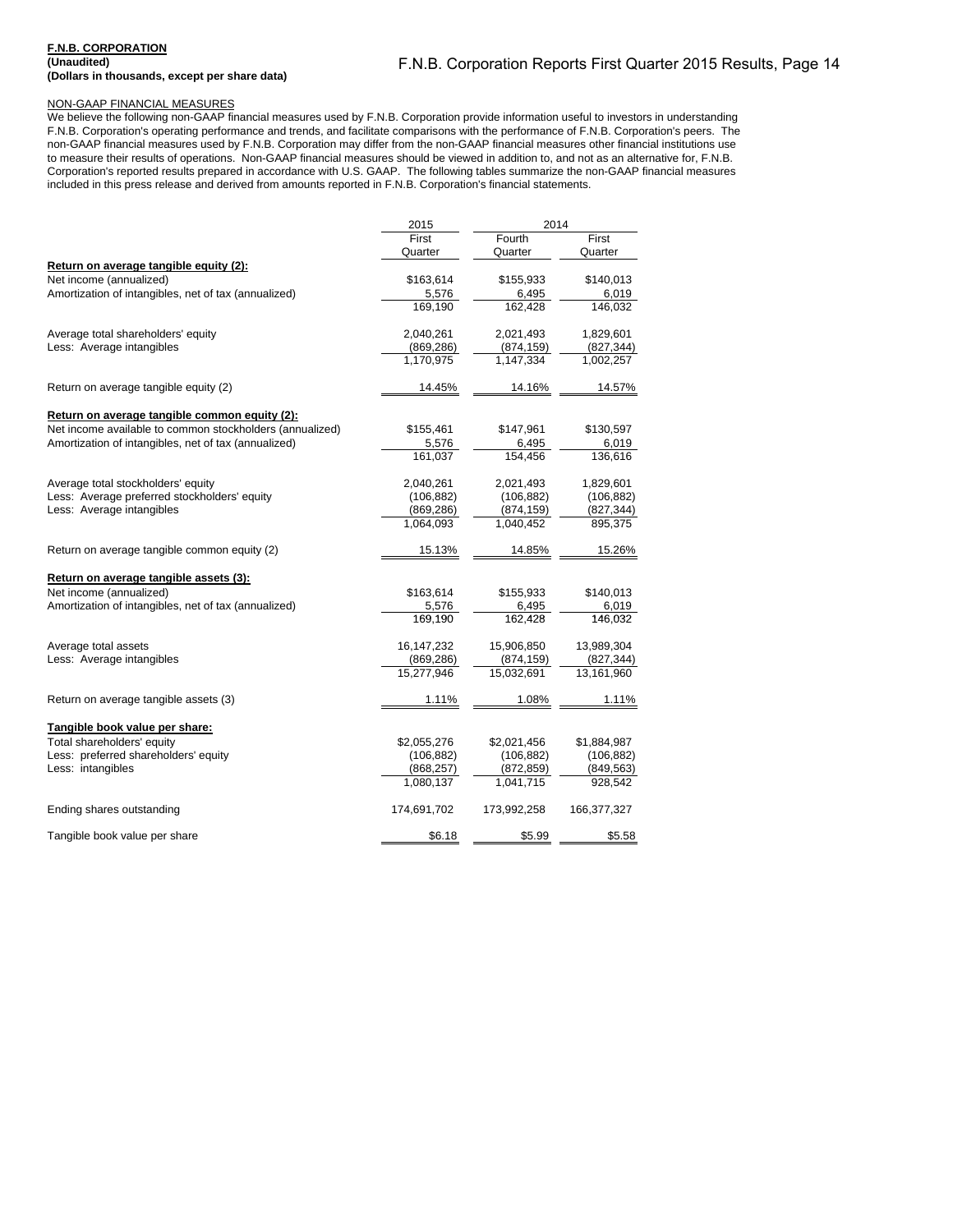**F.N.B. CORPORATION**
**(Unaudited)**
**(Dollars in thousands, except per share data)**

NON-GAAP FINANCIAL MEASURES

We believe the following non-GAAP financial measures used by F.N.B. Corporation provide information useful to investors in understanding F.N.B. Corporation's operating performance and trends, and facilitate comparisons with the performance of F.N.B. Corporation's peers. The non-GAAP financial measures used by F.N.B. Corporation may differ from the non-GAAP financial measures other financial institutions use to measure their results of operations. Non-GAAP financial measures should be viewed in addition to, and not as an alternative for, F.N.B. Corporation's reported results prepared in accordance with U.S. GAAP. The following tables summarize the non-GAAP financial measures included in this press release and derived from amounts reported in F.N.B. Corporation's financial statements.

| | 2015 | 2014 | |
|---|---|---|---|
| | First Quarter | Fourth Quarter | First Quarter |
| **Return on average tangible equity (2):** | | | |
| Net income (annualized) | $163,614 | $155,933 | $140,013 |
| Amortization of intangibles, net of tax (annualized) | 5,576 | 6,495 | 6,019 |
| | 169,190 | 162,428 | 146,032 |
| Average total shareholders' equity | 2,040,261 | 2,021,493 | 1,829,601 |
| Less: Average intangibles | (869,286) | (874,159) | (827,344) |
| | 1,170,975 | 1,147,334 | 1,002,257 |
| Return on average tangible equity (2) | 14.45% | 14.16% | 14.57% |
| **Return on average tangible common equity (2):** | | | |
| Net income available to common stockholders (annualized) | $155,461 | $147,961 | $130,597 |
| Amortization of intangibles, net of tax (annualized) | 5,576 | 6,495 | 6,019 |
| | 161,037 | 154,456 | 136,616 |
| Average total stockholders' equity | 2,040,261 | 2,021,493 | 1,829,601 |
| Less: Average preferred stockholders' equity | (106,882) | (106,882) | (106,882) |
| Less: Average intangibles | (869,286) | (874,159) | (827,344) |
| | 1,064,093 | 1,040,452 | 895,375 |
| Return on average tangible common equity (2) | 15.13% | 14.85% | 15.26% |
| **Return on average tangible assets (3):** | | | |
| Net income (annualized) | $163,614 | $155,933 | $140,013 |
| Amortization of intangibles, net of tax (annualized) | 5,576 | 6,495 | 6,019 |
| | 169,190 | 162,428 | 146,032 |
| Average total assets | 16,147,232 | 15,906,850 | 13,989,304 |
| Less: Average intangibles | (869,286) | (874,159) | (827,344) |
| | 15,277,946 | 15,032,691 | 13,161,960 |
| Return on average tangible assets (3) | 1.11% | 1.08% | 1.11% |
| **Tangible book value per share:** | | | |
| Total shareholders' equity | $2,055,276 | $2,021,456 | $1,884,987 |
| Less: preferred shareholders' equity | (106,882) | (106,882) | (106,882) |
| Less: intangibles | (868,257) | (872,859) | (849,563) |
| | 1,080,137 | 1,041,715 | 928,542 |
| Ending shares outstanding | 174,691,702 | 173,992,258 | 166,377,327 |
| Tangible book value per share | $6.18 | $5.99 | $5.58 |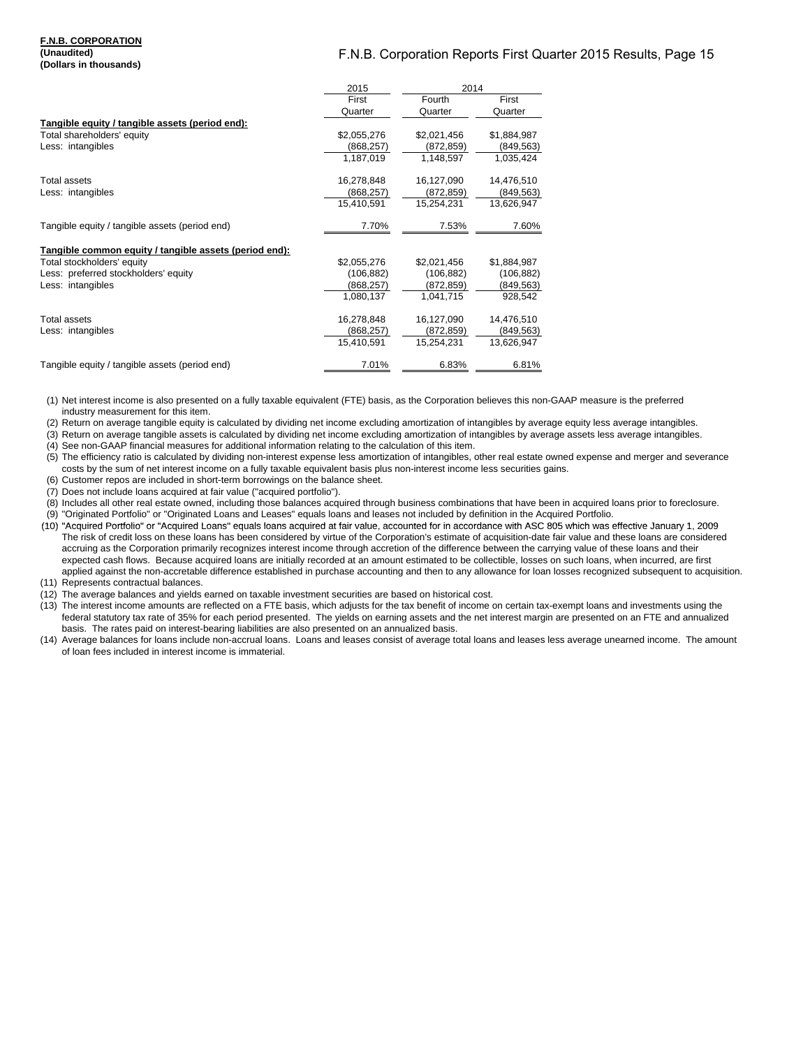**F.N.B. CORPORATION**
**(Unaudited)**
**(Dollars in thousands)**

| | 2015 | 2014 | |
|---|---|---|---|
| | First Quarter | Fourth Quarter | First Quarter |
| **Tangible equity / tangible assets (period end):** | | | |
| Total shareholders' equity | $2,055,276 | $2,021,456 | $1,884,987 |
| Less: intangibles | (868,257) | (872,859) | (849,563) |
| | 1,187,019 | 1,148,597 | 1,035,424 |
| Total assets | 16,278,848 | 16,127,090 | 14,476,510 |
| Less: intangibles | (868,257) | (872,859) | (849,563) |
| | 15,410,591 | 15,254,231 | 13,626,947 |
| Tangible equity / tangible assets (period end) | 7.70% | 7.53% | 7.60% |
| **Tangible common equity / tangible assets (period end):** | | | |
| Total stockholders' equity | $2,055,276 | $2,021,456 | $1,884,987 |
| Less: preferred stockholders' equity | (106,882) | (106,882) | (106,882) |
| Less: intangibles | (868,257) | (872,859) | (849,563) |
| | 1,080,137 | 1,041,715 | 928,542 |
| Total assets | 16,278,848 | 16,127,090 | 14,476,510 |
| Less: intangibles | (868,257) | (872,859) | (849,563) |
| | 15,410,591 | 15,254,231 | 13,626,947 |
| Tangible equity / tangible assets (period end) | 7.01% | 6.83% | 6.81% |

(1) Net interest income is also presented on a fully taxable equivalent (FTE) basis, as the Corporation believes this non-GAAP measure is the preferred industry measurement for this item.
(2) Return on average tangible equity is calculated by dividing net income excluding amortization of intangibles by average equity less average intangibles.
(3) Return on average tangible assets is calculated by dividing net income excluding amortization of intangibles by average assets less average intangibles.
(4) See non-GAAP financial measures for additional information relating to the calculation of this item.
(5) The efficiency ratio is calculated by dividing non-interest expense less amortization of intangibles, other real estate owned expense and merger and severance costs by the sum of net interest income on a fully taxable equivalent basis plus non-interest income less securities gains.
(6) Customer repos are included in short-term borrowings on the balance sheet.
(7) Does not include loans acquired at fair value ("acquired portfolio").
(8) Includes all other real estate owned, including those balances acquired through business combinations that have been in acquired loans prior to foreclosure.
(9) "Originated Portfolio" or "Originated Loans and Leases" equals loans and leases not included by definition in the Acquired Portfolio.
(10) "Acquired Portfolio" or "Acquired Loans" equals loans acquired at fair value, accounted for in accordance with ASC 805 which was effective January 1, 2009 The risk of credit loss on these loans has been considered by virtue of the Corporation's estimate of acquisition-date fair value and these loans are considered accruing as the Corporation primarily recognizes interest income through accretion of the difference between the carrying value of these loans and their expected cash flows. Because acquired loans are initially recorded at an amount estimated to be collectible, losses on such loans, when incurred, are first applied against the non-accretable difference established in purchase accounting and then to any allowance for loan losses recognized subsequent to acquisition.
(11) Represents contractual balances.
(12) The average balances and yields earned on taxable investment securities are based on historical cost.
(13) The interest income amounts are reflected on a FTE basis, which adjusts for the tax benefit of income on certain tax-exempt loans and investments using the federal statutory tax rate of 35% for each period presented. The yields on earning assets and the net interest margin are presented on an FTE and annualized basis. The rates paid on interest-bearing liabilities are also presented on an annualized basis.
(14) Average balances for loans include non-accrual loans. Loans and leases consist of average total loans and leases less average unearned income. The amount of loan fees included in interest income is immaterial.